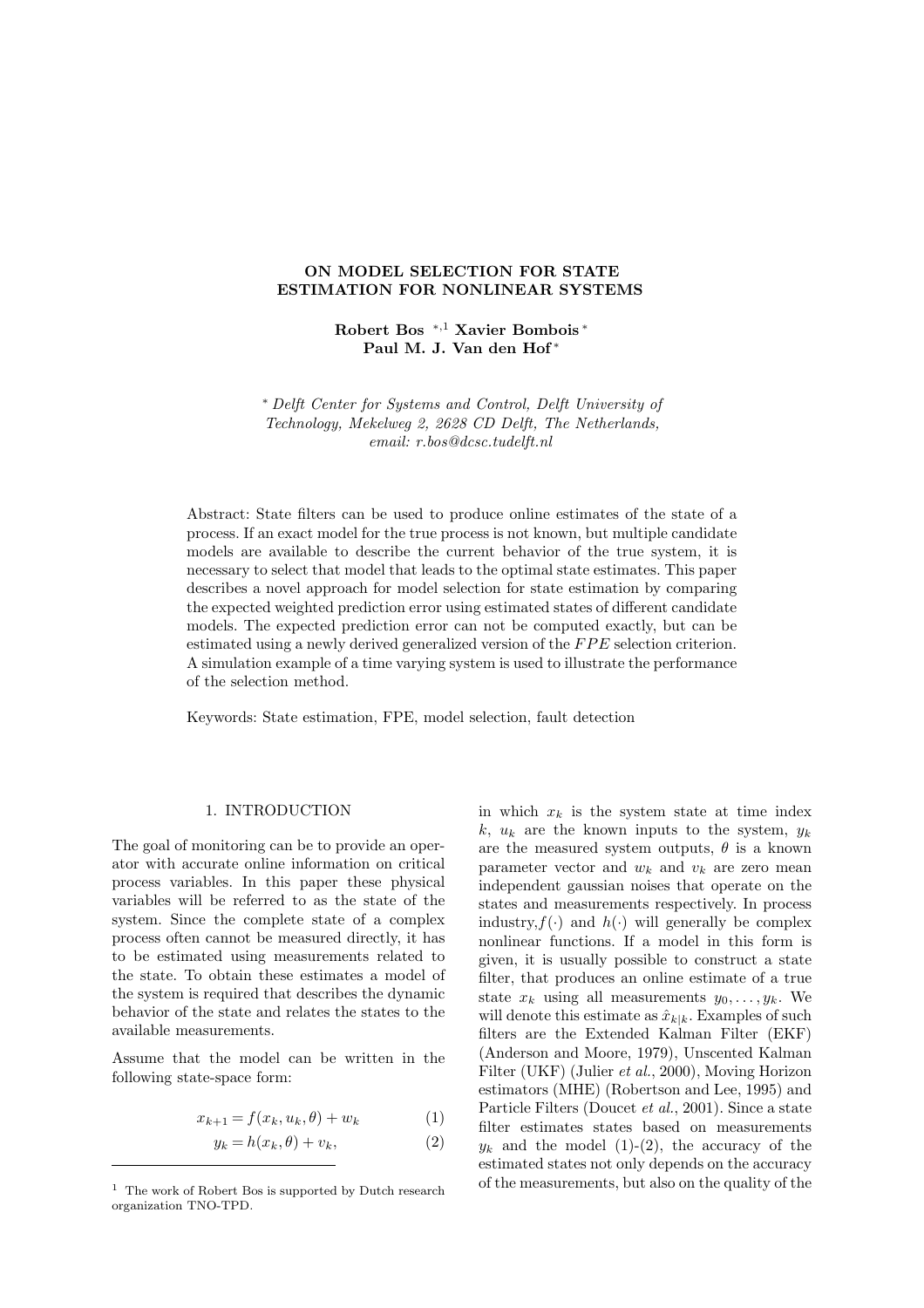# ON MODEL SELECTION FOR STATE ESTIMATION FOR NONLINEAR SYSTEMS

**Robert Bos** [*,1] **Xavier Bombois** [*] **Paul M. J. Van den Hof** [*]

[*] *Delft Center for Systems and Control, Delft University of Technology, Mekelweg 2, 2628 CD Delft, The Netherlands, email: r.bos@dcsc.tudelft.nl*

Abstract: State filters can be used to produce online estimates of the state of a process. If an exact model for the true process is not known, but multiple candidate models are available to describe the current behavior of the true system, it is necessary to select that model that leads to the optimal state estimates. This paper describes a novel approach for model selection for state estimation by comparing the expected weighted prediction error using estimated states of different candidate models. The expected prediction error can not be computed exactly, but can be estimated using a newly derived generalized version of the $FPE$ selection criterion. A simulation example of a time varying system is used to illustrate the performance of the selection method.

Keywords: State estimation, FPE, model selection, fault detection

## 1. INTRODUCTION

The goal of monitoring can be to provide an operator with accurate online information on critical process variables. In this paper these physical variables will be referred to as the state of the system. Since the complete state of a complex process often cannot be measured directly, it has to be estimated using measurements related to the state. To obtain these estimates a model of the system is required that describes the dynamic behavior of the state and relates the states to the available measurements.

Assume that the model can be written in the following state-space form:

$$x_{k+1} = f(x_k, u_k, \theta) + w_k \tag{1}$$

$$y_k = h(x_k, \theta) + v_k, \tag{2}$$

in which $x_k$ is the system state at time index $k$, $u_k$ are the known inputs to the system, $y_k$ are the measured system outputs, $\theta$ is a known parameter vector and $w_k$ and $v_k$ are zero mean independent gaussian noises that operate on the states and measurements respectively. In process industry, $f(\cdot)$ and $h(\cdot)$ will generally be complex nonlinear functions. If a model in this form is given, it is usually possible to construct a state filter, that produces an online estimate of a true state $x_k$ using all measurements $y_0, \ldots, y_k$. We will denote this estimate as $\hat{x}_{k|k}$. Examples of such filters are the Extended Kalman Filter (EKF) (Anderson and Moore, 1979), Unscented Kalman Filter (UKF) (Julier *et al.*, 2000), Moving Horizon estimators (MHE) (Robertson and Lee, 1995) and Particle Filters (Doucet *et al.*, 2001). Since a state filter estimates states based on measurements $y_k$ and the model (1)-(2), the accuracy of the estimated states not only depends on the accuracy of the measurements, but also on the quality of the

[1] The work of Robert Bos is supported by Dutch research organization TNO-TPD.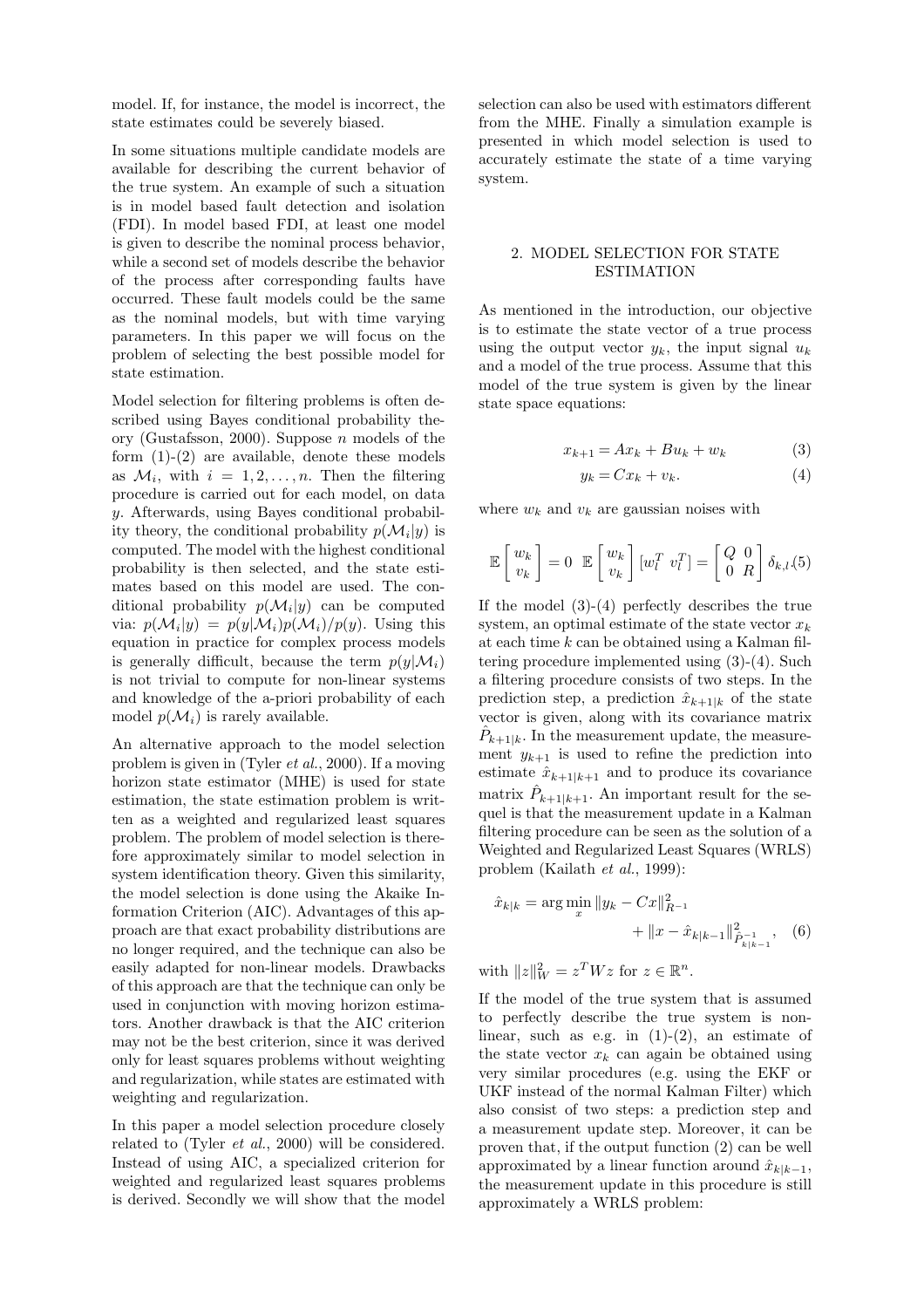model. If, for instance, the model is incorrect, the state estimates could be severely biased.

In some situations multiple candidate models are available for describing the current behavior of the true system. An example of such a situation is in model based fault detection and isolation (FDI). In model based FDI, at least one model is given to describe the nominal process behavior, while a second set of models describe the behavior of the process after corresponding faults have occurred. These fault models could be the same as the nominal models, but with time varying parameters. In this paper we will focus on the problem of selecting the best possible model for state estimation.

Model selection for filtering problems is often described using Bayes conditional probability theory (Gustafsson, 2000). Suppose $n$ models of the form (1)-(2) are available, denote these models as $\mathcal{M}_i$, with $i = 1, 2, \ldots, n$. Then the filtering procedure is carried out for each model, on data $y$. Afterwards, using Bayes conditional probability theory, the conditional probability $p(\mathcal{M}_i|y)$ is computed. The model with the highest conditional probability is then selected, and the state estimates based on this model are used. The conditional probability $p(\mathcal{M}_i|y)$ can be computed via: $p(\mathcal{M}_i|y) = p(y|\mathcal{M}_i)p(\mathcal{M}_i)/p(y)$. Using this equation in practice for complex process models is generally difficult, because the term $p(y|\mathcal{M}_i)$ is not trivial to compute for non-linear systems and knowledge of the a-priori probability of each model $p(\mathcal{M}_i)$ is rarely available.

An alternative approach to the model selection problem is given in (Tyler *et al.*, 2000). If a moving horizon state estimator (MHE) is used for state estimation, the state estimation problem is written as a weighted and regularized least squares problem. The problem of model selection is therefore approximately similar to model selection in system identification theory. Given this similarity, the model selection is done using the Akaike Information Criterion (AIC). Advantages of this approach are that exact probability distributions are no longer required, and the technique can also be easily adapted for non-linear models. Drawbacks of this approach are that the technique can only be used in conjunction with moving horizon estimators. Another drawback is that the AIC criterion may not be the best criterion, since it was derived only for least squares problems without weighting and regularization, while states are estimated with weighting and regularization.

In this paper a model selection procedure closely related to (Tyler *et al.*, 2000) will be considered. Instead of using AIC, a specialized criterion for weighted and regularized least squares problems is derived. Secondly we will show that the model selection can also be used with estimators different from the MHE. Finally a simulation example is presented in which model selection is used to accurately estimate the state of a time varying system.

## 2. MODEL SELECTION FOR STATE ESTIMATION

As mentioned in the introduction, our objective is to estimate the state vector of a true process using the output vector $y_k$, the input signal $u_k$ and a model of the true process. Assume that this model of the true system is given by the linear state space equations:

$$x_{k+1} = Ax_k + Bu_k + w_k \tag{3}$$

$$y_k = Cx_k + v_k. \tag{4}$$

where $w_k$ and $v_k$ are gaussian noises with

$$\mathbb{E}\begin{bmatrix} w_k \\ v_k \end{bmatrix} = 0 \quad \mathbb{E}\begin{bmatrix} w_k \\ v_k \end{bmatrix}\left[w_l^T \ v_l^T\right] = \begin{bmatrix} Q & 0 \\ 0 & R \end{bmatrix}\delta_{k,l}. \tag{5}$$

If the model (3)-(4) perfectly describes the true system, an optimal estimate of the state vector $x_k$ at each time $k$ can be obtained using a Kalman filtering procedure implemented using (3)-(4). Such a filtering procedure consists of two steps. In the prediction step, a prediction $\hat{x}_{k+1|k}$ of the state vector is given, along with its covariance matrix $\hat{P}_{k+1|k}$. In the measurement update, the measurement $y_{k+1}$ is used to refine the prediction into estimate $\hat{x}_{k+1|k+1}$ and to produce its covariance matrix $\hat{P}_{k+1|k+1}$. An important result for the sequel is that the measurement update in a Kalman filtering procedure can be seen as the solution of a Weighted and Regularized Least Squares (WRLS) problem (Kailath *et al.*, 1999):

$$\hat{x}_{k|k} = \arg\min_x \|y_k - Cx\|^2_{R^{-1}} + \|x - \hat{x}_{k|k-1}\|^2_{\hat{P}^{-1}_{k|k-1}}, \tag{6}$$

with $\|z\|^2_W = z^T W z$ for $z \in \mathbb{R}^n$.

If the model of the true system that is assumed to perfectly describe the true system is non-linear, such as e.g. in (1)-(2), an estimate of the state vector $x_k$ can again be obtained using very similar procedures (e.g. using the EKF or UKF instead of the normal Kalman Filter) which also consist of two steps: a prediction step and a measurement update step. Moreover, it can be proven that, if the output function (2) can be well approximated by a linear function around $\hat{x}_{k|k-1}$, the measurement update in this procedure is still approximately a WRLS problem: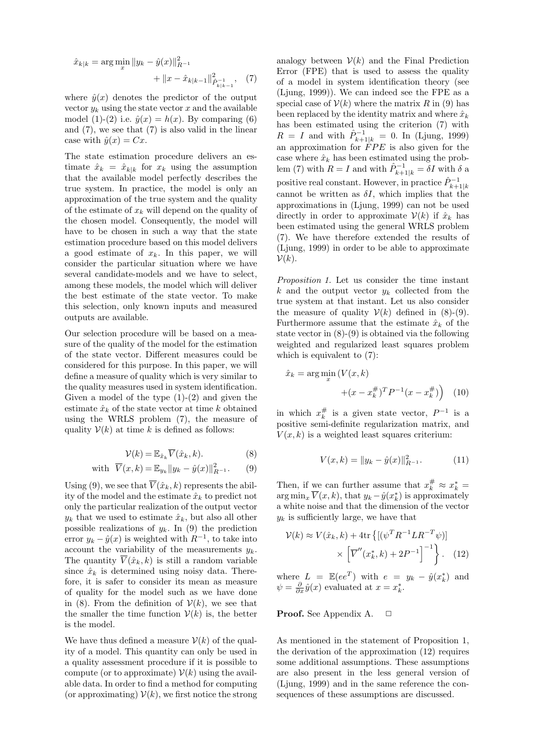$$\hat{x}_{k|k} = \arg\min_x \|y_k - \hat{y}(x)\|^2_{R^{-1}} + \|x - \hat{x}_{k|k-1}\|^2_{\hat{P}^{-1}_{k|k-1}}, \quad (7)$$

where $\hat{y}(x)$ denotes the predictor of the output vector $y_k$ using the state vector $x$ and the available model (1)-(2) i.e. $\hat{y}(x) = h(x)$. By comparing (6) and (7), we see that (7) is also valid in the linear case with $\hat{y}(x) = Cx$.

The state estimation procedure delivers an estimate $\hat{x}_k = \hat{x}_{k|k}$ for $x_k$ using the assumption that the available model perfectly describes the true system. In practice, the model is only an approximation of the true system and the quality of the estimate of $x_k$ will depend on the quality of the chosen model. Consequently, the model will have to be chosen in such a way that the state estimation procedure based on this model delivers a good estimate of $x_k$. In this paper, we will consider the particular situation where we have several candidate-models and we have to select, among these models, the model which will deliver the best estimate of the state vector. To make this selection, only known inputs and measured outputs are available.

Our selection procedure will be based on a measure of the quality of the model for the estimation of the state vector. Different measures could be considered for this purpose. In this paper, we will define a measure of quality which is very similar to the quality measures used in system identification. Given a model of the type (1)-(2) and given the estimate $\hat{x}_k$ of the state vector at time $k$ obtained using the WRLS problem (7), the measure of quality $\mathcal{V}(k)$ at time $k$ is defined as follows:

$$\mathcal{V}(k) = \mathbb{E}_{\hat{x}_k} \overline{V}(\hat{x}_k, k). \quad (8)$$

$$\text{with } \overline{V}(x, k) = \mathbb{E}_{y_k} \|y_k - \hat{y}(x)\|^2_{R^{-1}}. \quad (9)$$

Using (9), we see that $\overline{V}(\hat{x}_k, k)$ represents the ability of the model and the estimate $\hat{x}_k$ to predict not only the particular realization of the output vector $y_k$ that we used to estimate $\hat{x}_k$, but also all other possible realizations of $y_k$. In (9) the prediction error $y_k - \hat{y}(x)$ is weighted with $R^{-1}$, to take into account the variability of the measurements $y_k$. The quantity $\overline{V}(\hat{x}_k, k)$ is still a random variable since $\hat{x}_k$ is determined using noisy data. Therefore, it is safer to consider its mean as measure of quality for the model such as we have done in (8). From the definition of $\mathcal{V}(k)$, we see that the smaller the time function $\mathcal{V}(k)$ is, the better is the model.

We have thus defined a measure $\mathcal{V}(k)$ of the quality of a model. This quantity can only be used in a quality assessment procedure if it is possible to compute (or to approximate) $\mathcal{V}(k)$ using the available data. In order to find a method for computing (or approximating) $\mathcal{V}(k)$, we first notice the strong analogy between $\mathcal{V}(k)$ and the Final Prediction Error (FPE) that is used to assess the quality of a model in system identification theory (see (Ljung, 1999)). We can indeed see the FPE as a special case of $\mathcal{V}(k)$ where the matrix $R$ in (9) has been replaced by the identity matrix and where $\hat{x}_k$ has been estimated using the criterion (7) with $R = I$ and with $\hat{P}^{-1}_{k+1|k} = 0$. In (Ljung, 1999) an approximation for $FPE$ is also given for the case where $\hat{x}_k$ has been estimated using the problem (7) with $R = I$ and with $\hat{P}^{-1}_{k+1|k} = \delta I$ with $\delta$ a positive real constant. However, in practice $\hat{P}^{-1}_{k+1|k}$ cannot be written as $\delta I$, which implies that the approximations in (Ljung, 1999) can not be used directly in order to approximate $\mathcal{V}(k)$ if $\hat{x}_k$ has been estimated using the general WRLS problem (7). We have therefore extended the results of (Ljung, 1999) in order to be able to approximate $\mathcal{V}(k)$.

*Proposition 1.* Let us consider the time instant $k$ and the output vector $y_k$ collected from the true system at that instant. Let us also consider the measure of quality $\mathcal{V}(k)$ defined in (8)-(9). Furthermore assume that the estimate $\hat{x}_k$ of the state vector in (8)-(9) is obtained via the following weighted and regularized least squares problem which is equivalent to (7):

$$\hat{x}_k = \arg\min_x \big( V(x, k) + (x - x^\#_k)^T P^{-1} (x - x^\#_k) \big) \quad (10)$$

in which $x^\#_k$ is a given state vector, $P^{-1}$ is a positive semi-definite regularization matrix, and $V(x, k)$ is a weighted least squares criterium:

$$V(x, k) = \|y_k - \hat{y}(x)\|^2_{R^{-1}}. \quad (11)$$

Then, if we can further assume that $x^\#_k \approx x^*_k = \arg\min_x \overline{V}(x, k)$, that $y_k - \hat{y}(x^*_k)$ is approximately a white noise and that the dimension of the vector $y_k$ is sufficiently large, we have that

$$\mathcal{V}(k) \approx V(\hat{x}_k, k) + 4\mathrm{tr}\left\{ [(\psi^T R^{-1} L R^{-T} \psi)] \times \left[ \overline{V}''(x^*_k, k) + 2P^{-1} \right]^{-1} \right\}. \quad (12)$$

where $L = \mathbb{E}(ee^T)$ with $e = y_k - \hat{y}(x^*_k)$ and $\psi = \frac{\partial}{\partial x}\hat{y}(x)$ evaluated at $x = x^*_k$.

**Proof.** See Appendix A. □

As mentioned in the statement of Proposition 1, the derivation of the approximation (12) requires some additional assumptions. These assumptions are also present in the less general version of (Ljung, 1999) and in the same reference the consequences of these assumptions are discussed.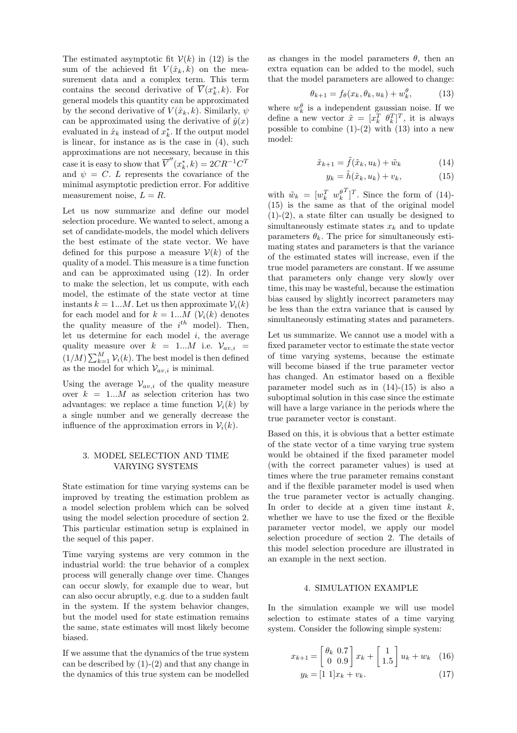The estimated asymptotic fit $\mathcal{V}(k)$ in (12) is the sum of the achieved fit $V(\hat{x}_k, k)$ on the measurement data and a complex term. This term contains the second derivative of $\overline{V}(x_k^*, k)$. For general models this quantity can be approximated by the second derivative of $V(\hat{x}_k, k)$. Similarly, $\psi$ can be approximated using the derivative of $\hat{y}(x)$ evaluated in $\hat{x}_k$ instead of $x_k^*$. If the output model is linear, for instance as is the case in (4), such approximations are not necessary, because in this case it is easy to show that $\overline{V}''(x_k^*, k) = 2CR^{-1}C^T$ and $\psi = C$. $L$ represents the covariance of the minimal asymptotic prediction error. For additive measurement noise, $L = R$.

Let us now summarize and define our model selection procedure. We wanted to select, among a set of candidate-models, the model which delivers the best estimate of the state vector. We have defined for this purpose a measure $\mathcal{V}(k)$ of the quality of a model. This measure is a time function and can be approximated using (12). In order to make the selection, let us compute, with each model, the estimate of the state vector at time instants $k = 1...M$. Let us then approximate $\mathcal{V}_i(k)$ for each model and for $k = 1...M$ ($\mathcal{V}_i(k)$ denotes the quality measure of the $i^{th}$ model). Then, let us determine for each model $i$, the average quality measure over $k = 1...M$ i.e. $\mathcal{V}_{av,i} = (1/M)\sum_{k=1}^{M} \mathcal{V}_i(k)$. The best model is then defined as the model for which $\mathcal{V}_{av,i}$ is minimal.

Using the average $\mathcal{V}_{av,i}$ of the quality measure over $k = 1...M$ as selection criterion has two advantages: we replace a time function $\mathcal{V}_i(k)$ by a single number and we generally decrease the influence of the approximation errors in $\mathcal{V}_i(k)$.

## 3. MODEL SELECTION AND TIME VARYING SYSTEMS

State estimation for time varying systems can be improved by treating the estimation problem as a model selection problem which can be solved using the model selection procedure of section 2. This particular estimation setup is explained in the sequel of this paper.

Time varying systems are very common in the industrial world: the true behavior of a complex process will generally change over time. Changes can occur slowly, for example due to wear, but can also occur abruptly, e.g. due to a sudden fault in the system. If the system behavior changes, but the model used for state estimation remains the same, state estimates will most likely become biased.

If we assume that the dynamics of the true system can be described by (1)-(2) and that any change in the dynamics of this true system can be modelled as changes in the model parameters $\theta$, then an extra equation can be added to the model, such that the model parameters are allowed to change:

$$\theta_{k+1} = f_\theta(x_k, \theta_k, u_k) + w_k^\theta, \tag{13}$$

where $w_k^\theta$ is a independent gaussian noise. If we define a new vector $\tilde{x} = [x_k^T \ \theta_k^T]^T$, it is always possible to combine (1)-(2) with (13) into a new model:

$$\tilde{x}_{k+1} = \tilde{f}(\tilde{x}_k, u_k) + \tilde{w}_k \tag{14}$$

$$y_k = \tilde{h}(\tilde{x}_k, u_k) + v_k, \tag{15}$$

with $\tilde{w}_k = [w_k^T \ w_k^{\theta^T}]^T$. Since the form of (14)-(15) is the same as that of the original model (1)-(2), a state filter can usually be designed to simultaneously estimate states $x_k$ and to update parameters $\theta_k$. The price for simultaneously estimating states and parameters is that the variance of the estimated states will increase, even if the true model parameters are constant. If we assume that parameters only change very slowly over time, this may be wasteful, because the estimation bias caused by slightly incorrect parameters may be less than the extra variance that is caused by simultaneously estimating states and parameters.

Let us summarize. We cannot use a model with a fixed parameter vector to estimate the state vector of time varying systems, because the estimate will become biased if the true parameter vector has changed. An estimator based on a flexible parameter model such as in (14)-(15) is also a suboptimal solution in this case since the estimate will have a large variance in the periods where the true parameter vector is constant.

Based on this, it is obvious that a better estimate of the state vector of a time varying true system would be obtained if the fixed parameter model (with the correct parameter values) is used at times where the true parameter remains constant and if the flexible parameter model is used when the true parameter vector is actually changing. In order to decide at a given time instant $k$, whether we have to use the fixed or the flexible parameter vector model, we apply our model selection procedure of section 2. The details of this model selection procedure are illustrated in an example in the next section.

## 4. SIMULATION EXAMPLE

In the simulation example we will use model selection to estimate states of a time varying system. Consider the following simple system:

$$x_{k+1} = \begin{bmatrix} \theta_k & 0.7 \\ 0 & 0.9 \end{bmatrix} x_k + \begin{bmatrix} 1 \\ 1.5 \end{bmatrix} u_k + w_k \tag{16}$$

$$y_k = [1 \ 1]x_k + v_k. \tag{17}$$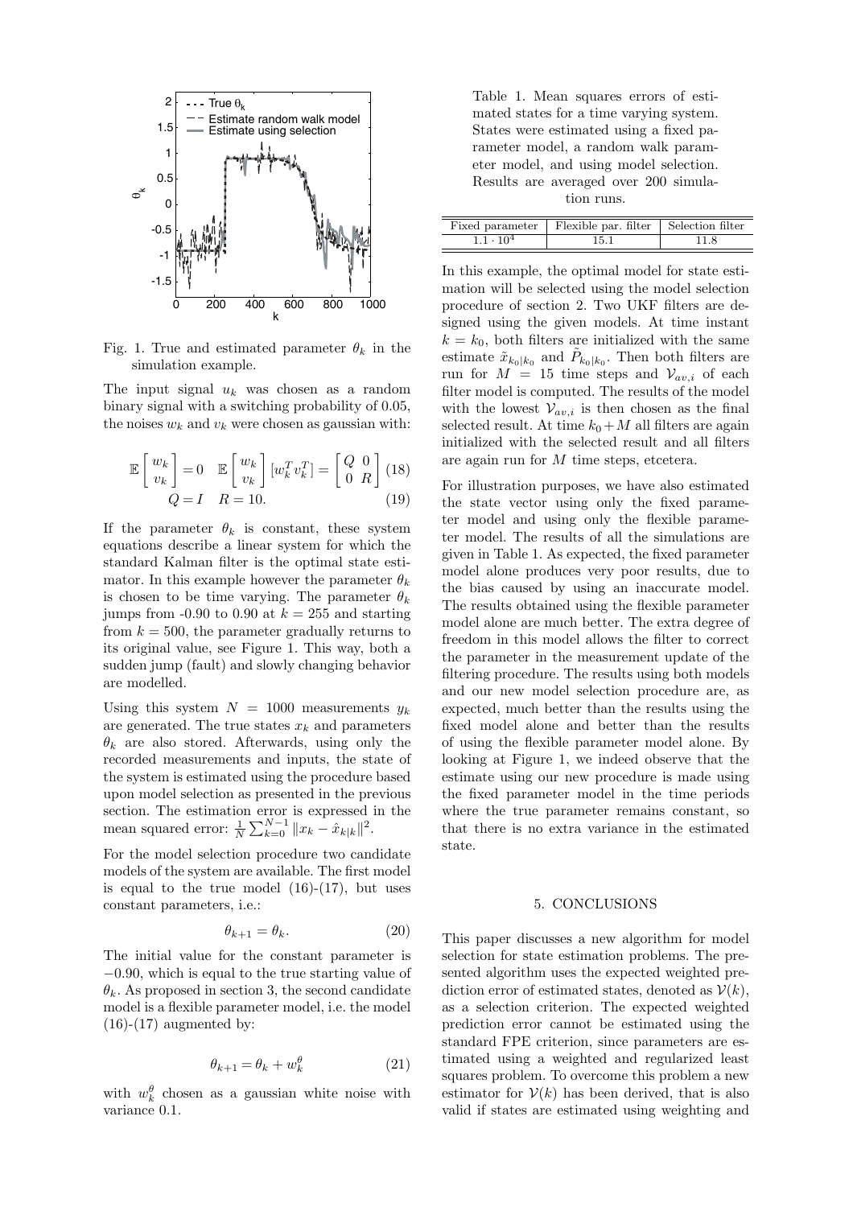Fig. 1. True and estimated parameter $\theta_k$ in the simulation example.

The input signal $u_k$ was chosen as a random binary signal with a switching probability of 0.05, the noises $w_k$ and $v_k$ were chosen as gaussian with:

$$\mathbb{E}\begin{bmatrix} w_k \\ v_k \end{bmatrix} = 0 \quad \mathbb{E}\begin{bmatrix} w_k \\ v_k \end{bmatrix} [w_k^T v_k^T] = \begin{bmatrix} Q & 0 \\ 0 & R \end{bmatrix} \quad (18)$$

$$Q = I \quad R = 10. \quad (19)$$

If the parameter $\theta_k$ is constant, these system equations describe a linear system for which the standard Kalman filter is the optimal state estimator. In this example however the parameter $\theta_k$ is chosen to be time varying. The parameter $\theta_k$ jumps from -0.90 to 0.90 at $k = 255$ and starting from $k = 500$, the parameter gradually returns to its original value, see Figure 1. This way, both a sudden jump (fault) and slowly changing behavior are modelled.

Using this system $N = 1000$ measurements $y_k$ are generated. The true states $x_k$ and parameters $\theta_k$ are also stored. Afterwards, using only the recorded measurements and inputs, the state of the system is estimated using the procedure based upon model selection as presented in the previous section. The estimation error is expressed in the mean squared error: $\frac{1}{N}\sum_{k=0}^{N-1} \|x_k - \hat{x}_{k|k}\|^2$.

For the model selection procedure two candidate models of the system are available. The first model is equal to the true model (16)-(17), but uses constant parameters, i.e.:

$$\theta_{k+1} = \theta_k. \quad (20)$$

The initial value for the constant parameter is $-0.90$, which is equal to the true starting value of $\theta_k$. As proposed in section 3, the second candidate model is a flexible parameter model, i.e. the model (16)-(17) augmented by:

$$\theta_{k+1} = \theta_k + w_k^\theta \quad (21)$$

with $w_k^\theta$ chosen as a gaussian white noise with variance 0.1.

Table 1. Mean squares errors of estimated states for a time varying system. States were estimated using a fixed parameter model, a random walk parameter model, and using model selection. Results are averaged over 200 simulation runs.

| Fixed parameter | Flexible par. filter | Selection filter |
|---|---|---|
| $1.1 \cdot 10^4$ | 15.1 | 11.8 |

In this example, the optimal model for state estimation will be selected using the model selection procedure of section 2. Two UKF filters are designed using the given models. At time instant $k = k_0$, both filters are initialized with the same estimate $\tilde{x}_{k_0|k_0}$ and $\tilde{P}_{k_0|k_0}$. Then both filters are run for $M = 15$ time steps and $\mathcal{V}_{av,i}$ of each filter model is computed. The results of the model with the lowest $\mathcal{V}_{av,i}$ is then chosen as the final selected result. At time $k_0 + M$ all filters are again initialized with the selected result and all filters are again run for $M$ time steps, etcetera.

For illustration purposes, we have also estimated the state vector using only the fixed parameter model and using only the flexible parameter model. The results of all the simulations are given in Table 1. As expected, the fixed parameter model alone produces very poor results, due to the bias caused by using an inaccurate model. The results obtained using the flexible parameter model alone are much better. The extra degree of freedom in this model allows the filter to correct the parameter in the measurement update of the filtering procedure. The results using both models and our new model selection procedure are, as expected, much better than the results using the fixed model alone and better than the results of using the flexible parameter model alone. By looking at Figure 1, we indeed observe that the estimate using our new procedure is made using the fixed parameter model in the time periods where the true parameter remains constant, so that there is no extra variance in the estimated state.

## 5. CONCLUSIONS

This paper discusses a new algorithm for model selection for state estimation problems. The presented algorithm uses the expected weighted prediction error of estimated states, denoted as $\mathcal{V}(k)$, as a selection criterion. The expected weighted prediction error cannot be estimated using the standard FPE criterion, since parameters are estimated using a weighted and regularized least squares problem. To overcome this problem a new estimator for $\mathcal{V}(k)$ has been derived, that is also valid if states are estimated using weighting and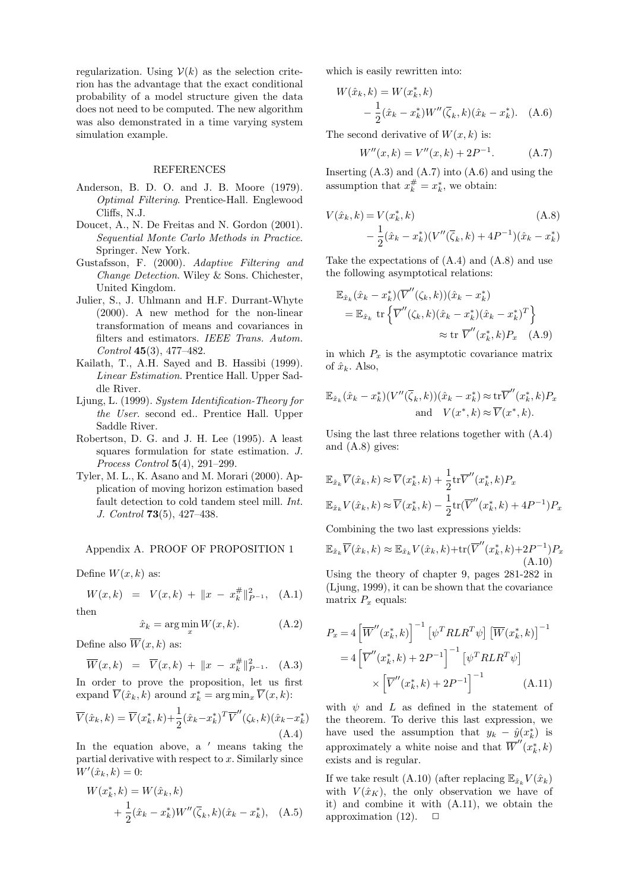regularization. Using $\mathcal{V}(k)$ as the selection criterion has the advantage that the exact conditional probability of a model structure given the data does not need to be computed. The new algorithm was also demonstrated in a time varying system simulation example.

## REFERENCES

Anderson, B. D. O. and J. B. Moore (1979). *Optimal Filtering*. Prentice-Hall. Englewood Cliffs, N.J.

Doucet, A., N. De Freitas and N. Gordon (2001). *Sequential Monte Carlo Methods in Practice*. Springer. New York.

Gustafsson, F. (2000). *Adaptive Filtering and Change Detection*. Wiley & Sons. Chichester, United Kingdom.

Julier, S., J. Uhlmann and H.F. Durrant-Whyte (2000). A new method for the non-linear transformation of means and covariances in filters and estimators. *IEEE Trans. Autom. Control* **45**(3), 477–482.

Kailath, T., A.H. Sayed and B. Hassibi (1999). *Linear Estimation*. Prentice Hall. Upper Saddle River.

Ljung, L. (1999). *System Identification-Theory for the User*. second ed.. Prentice Hall. Upper Saddle River.

Robertson, D. G. and J. H. Lee (1995). A least squares formulation for state estimation. *J. Process Control* **5**(4), 291–299.

Tyler, M. L., K. Asano and M. Morari (2000). Application of moving horizon estimation based fault detection to cold tandem steel mill. *Int. J. Control* **73**(5), 427–438.

## Appendix A. PROOF OF PROPOSITION 1

Define $W(x,k)$ as:

$$W(x,k) = V(x,k) + \|x - x_k^{\#}\|^2_{P^{-1}}, \quad \text{(A.1)}$$

then

$$\hat{x}_k = \arg\min_x W(x,k). \quad \text{(A.2)}$$

Define also $\overline{W}(x,k)$ as:

$$\overline{W}(x,k) = \overline{V}(x,k) + \|x - x_k^{\#}\|^2_{P^{-1}}. \quad \text{(A.3)}$$

In order to prove the proposition, let us first expand $\overline{V}(\hat{x}_k,k)$ around $x_k^* = \arg\min_x \overline{V}(x,k)$:

$$\overline{V}(\hat{x}_k,k) = \overline{V}(x_k^*,k) + \frac{1}{2}(\hat{x}_k - x_k^*)^T \overline{V}''(\zeta_k,k)(\hat{x}_k - x_k^*) \quad \text{(A.4)}$$

In the equation above, a $'$ means taking the partial derivative with respect to $x$. Similarly since $W'(\hat{x}_k,k) = 0$:

$$W(x_k^*,k) = W(\hat{x}_k,k) + \frac{1}{2}(\hat{x}_k - x_k^*)W''(\overline{\zeta}_k,k)(\hat{x}_k - x_k^*), \quad \text{(A.5)}$$

which is easily rewritten into:

$$W(\hat{x}_k,k) = W(x_k^*,k) - \frac{1}{2}(\hat{x}_k - x_k^*)W''(\overline{\zeta}_k,k)(\hat{x}_k - x_k^*). \quad \text{(A.6)}$$

The second derivative of $W(x,k)$ is:

$$W''(x,k) = V''(x,k) + 2P^{-1}. \quad \text{(A.7)}$$

Inserting (A.3) and (A.7) into (A.6) and using the assumption that $x_k^{\#} = x_k^*$, we obtain:

$$V(\hat{x}_k,k) = V(x_k^*,k) - \frac{1}{2}(\hat{x}_k - x_k^*)(V''(\overline{\zeta}_k,k) + 4P^{-1})(\hat{x}_k - x_k^*) \quad \text{(A.8)}$$

Take the expectations of (A.4) and (A.8) and use the following asymptotical relations:

$$\begin{aligned}
&\mathbb{E}_{\hat{x}_k}(\hat{x}_k - x_k^*)(\overline{V}''(\zeta_k,k))(\hat{x}_k - x_k^*) \\
&= \mathbb{E}_{\hat{x}_k} \operatorname{tr}\left\{\overline{V}''(\zeta_k,k)(\hat{x}_k - x_k^*)(\hat{x}_k - x_k^*)^T\right\} \\
&\approx \operatorname{tr} \overline{V}''(x_k^*,k)P_x \quad \text{(A.9)}
\end{aligned}$$

in which $P_x$ is the asymptotic covariance matrix of $\hat{x}_k$. Also,

$$\mathbb{E}_{\hat{x}_k}(\hat{x}_k - x_k^*)(V''(\overline{\zeta}_k,k))(\hat{x}_k - x_k^*) \approx \operatorname{tr}\overline{V}''(x_k^*,k)P_x \quad \text{and} \quad V(x^*,k) \approx \overline{V}(x^*,k).$$

Using the last three relations together with (A.4) and (A.8) gives:

$$\mathbb{E}_{\hat{x}_k}\overline{V}(\hat{x}_k,k) \approx \overline{V}(x_k^*,k) + \frac{1}{2}\operatorname{tr}\overline{V}''(x_k^*,k)P_x$$

$$\mathbb{E}_{\hat{x}_k}V(\hat{x}_k,k) \approx \overline{V}(x_k^*,k) - \frac{1}{2}\operatorname{tr}(\overline{V}''(x_k^*,k) + 4P^{-1})P_x$$

Combining the two last expressions yields:

$$\mathbb{E}_{\hat{x}_k}\overline{V}(\hat{x}_k,k) \approx \mathbb{E}_{\hat{x}_k}V(\hat{x}_k,k) + \operatorname{tr}(\overline{V}''(x_k^*,k) + 2P^{-1})P_x \quad \text{(A.10)}$$

Using the theory of chapter 9, pages 281-282 in (Ljung, 1999), it can be shown that the covariance matrix $P_x$ equals:

$$\begin{aligned}
P_x &= 4\left[\overline{W}''(x_k^*,k)\right]^{-1}\left[\psi^T RLR^T\psi\right]\left[\overline{W}(x_k^*,k)\right]^{-1} \\
&= 4\left[\overline{V}''(x_k^*,k) + 2P^{-1}\right]^{-1}\left[\psi^T RLR^T\psi\right] \\
&\quad \times \left[\overline{V}''(x_k^*,k) + 2P^{-1}\right]^{-1} \quad \text{(A.11)}
\end{aligned}$$

with $\psi$ and $L$ as defined in the statement of the theorem. To derive this last expression, we have used the assumption that $y_k - \hat{y}(x_k^*)$ is approximately a white noise and that $\overline{W}''(x_k^*,k)$ exists and is regular.

If we take result (A.10) (after replacing $\mathbb{E}_{\hat{x}_k}V(\hat{x}_k)$ with $V(\hat{x}_K)$, the only observation we have of it) and combine it with (A.11), we obtain the approximation (12). □